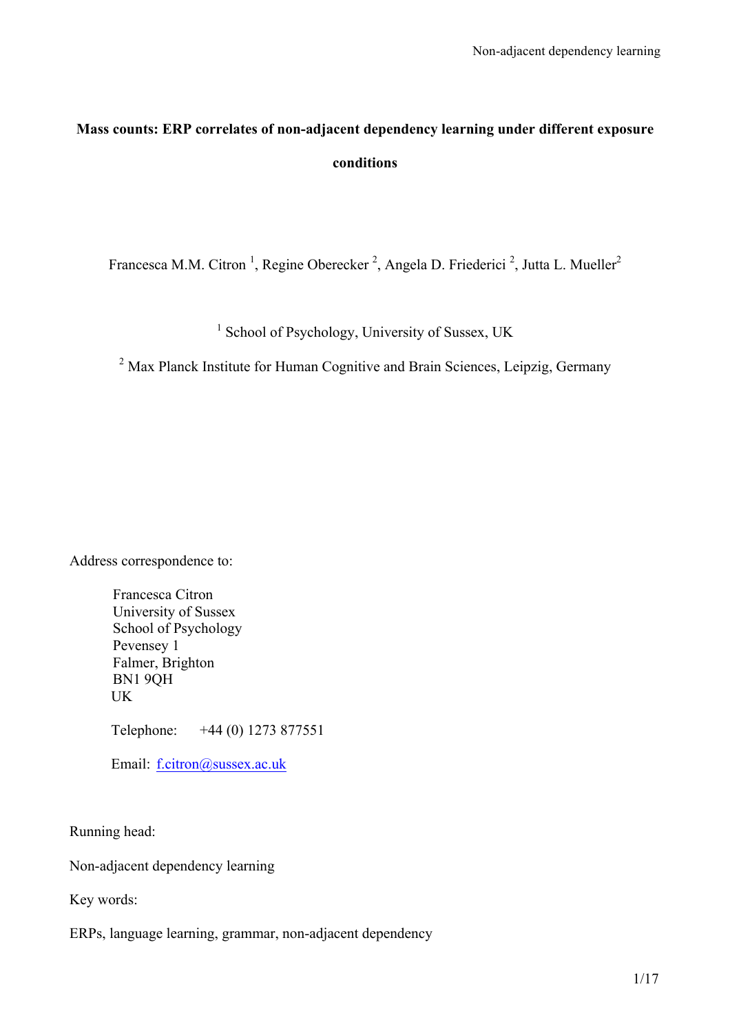**Mass counts: ERP correlates of non-adjacent dependency learning under different exposure conditions**

Francesca M.M. Citron [1], Regine Oberecker [2], Angela D. Friederici [2], Jutta L. Mueller[2]

[1] School of Psychology, University of Sussex, UK

[2] Max Planck Institute for Human Cognitive and Brain Sciences, Leipzig, Germany

Address correspondence to:

Francesca Citron  
University of Sussex  
School of Psychology  
Pevensey 1  
Falmer, Brighton  
BN1 9QH  
UK

Telephone: +44 (0) 1273 877551

Email: f.citron@sussex.ac.uk

Running head:

Non-adjacent dependency learning

Key words:

ERPs, language learning, grammar, non-adjacent dependency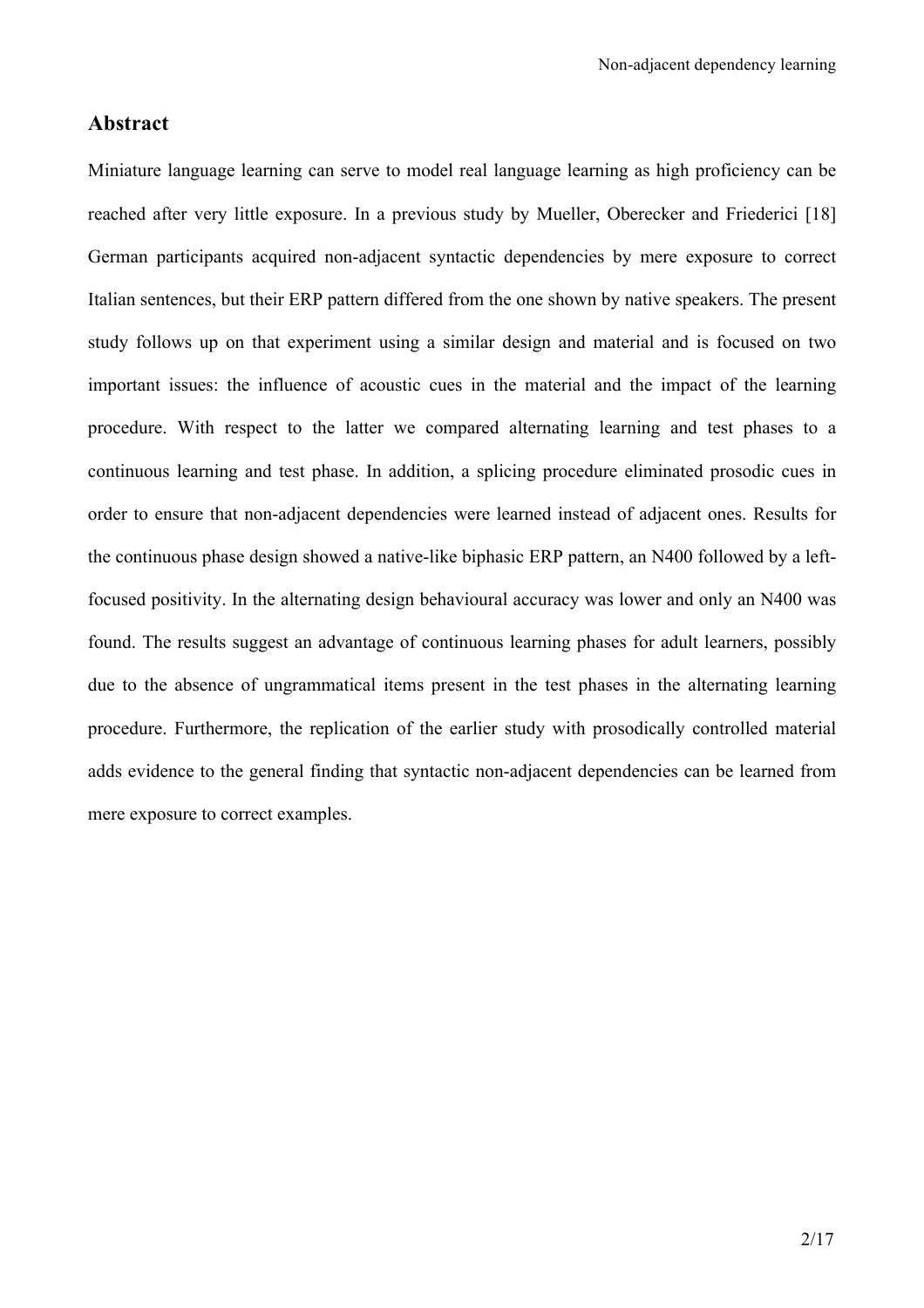## Abstract

Miniature language learning can serve to model real language learning as high proficiency can be reached after very little exposure. In a previous study by Mueller, Oberecker and Friederici [18] German participants acquired non-adjacent syntactic dependencies by mere exposure to correct Italian sentences, but their ERP pattern differed from the one shown by native speakers. The present study follows up on that experiment using a similar design and material and is focused on two important issues: the influence of acoustic cues in the material and the impact of the learning procedure. With respect to the latter we compared alternating learning and test phases to a continuous learning and test phase. In addition, a splicing procedure eliminated prosodic cues in order to ensure that non-adjacent dependencies were learned instead of adjacent ones. Results for the continuous phase design showed a native-like biphasic ERP pattern, an N400 followed by a left-focused positivity. In the alternating design behavioural accuracy was lower and only an N400 was found. The results suggest an advantage of continuous learning phases for adult learners, possibly due to the absence of ungrammatical items present in the test phases in the alternating learning procedure. Furthermore, the replication of the earlier study with prosodically controlled material adds evidence to the general finding that syntactic non-adjacent dependencies can be learned from mere exposure to correct examples.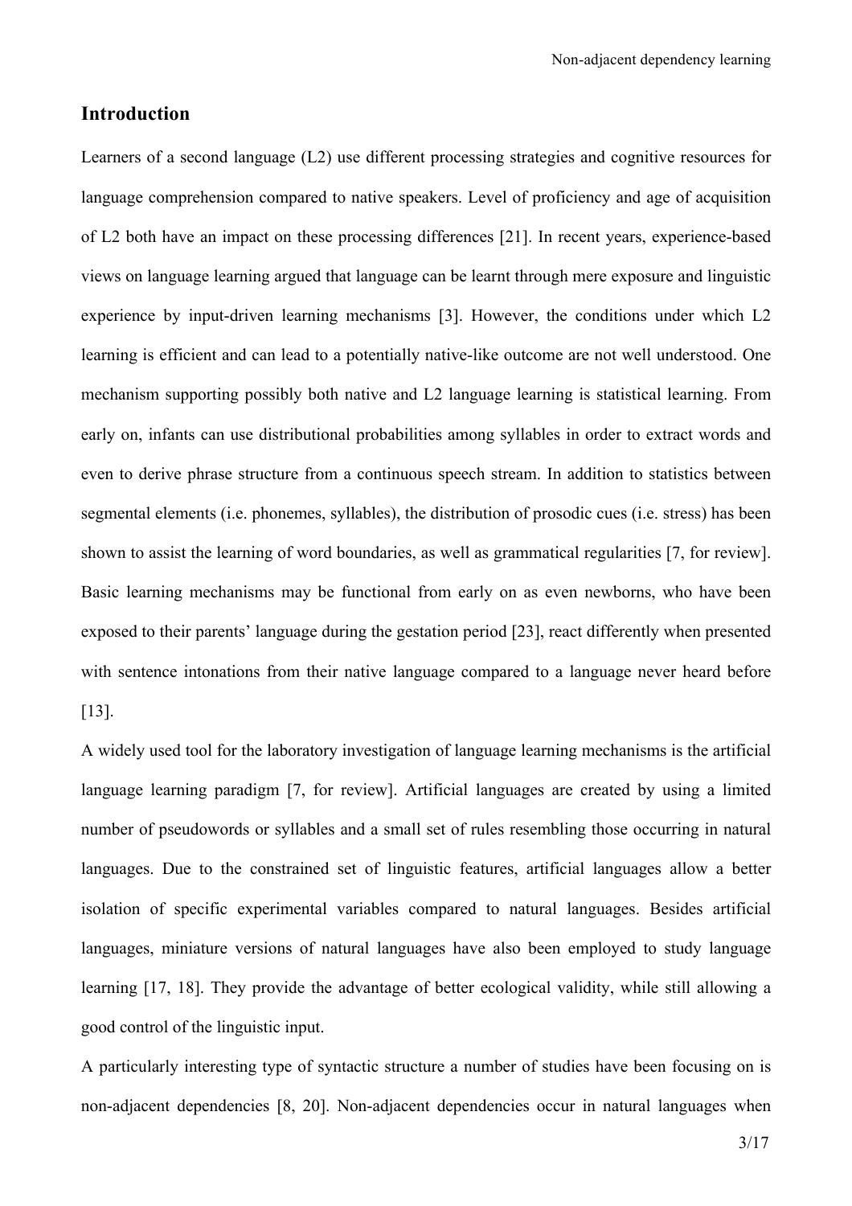## Introduction

Learners of a second language (L2) use different processing strategies and cognitive resources for language comprehension compared to native speakers. Level of proficiency and age of acquisition of L2 both have an impact on these processing differences [21]. In recent years, experience-based views on language learning argued that language can be learnt through mere exposure and linguistic experience by input-driven learning mechanisms [3]. However, the conditions under which L2 learning is efficient and can lead to a potentially native-like outcome are not well understood. One mechanism supporting possibly both native and L2 language learning is statistical learning. From early on, infants can use distributional probabilities among syllables in order to extract words and even to derive phrase structure from a continuous speech stream. In addition to statistics between segmental elements (i.e. phonemes, syllables), the distribution of prosodic cues (i.e. stress) has been shown to assist the learning of word boundaries, as well as grammatical regularities [7, for review]. Basic learning mechanisms may be functional from early on as even newborns, who have been exposed to their parents' language during the gestation period [23], react differently when presented with sentence intonations from their native language compared to a language never heard before [13].

A widely used tool for the laboratory investigation of language learning mechanisms is the artificial language learning paradigm [7, for review]. Artificial languages are created by using a limited number of pseudowords or syllables and a small set of rules resembling those occurring in natural languages. Due to the constrained set of linguistic features, artificial languages allow a better isolation of specific experimental variables compared to natural languages. Besides artificial languages, miniature versions of natural languages have also been employed to study language learning [17, 18]. They provide the advantage of better ecological validity, while still allowing a good control of the linguistic input.

A particularly interesting type of syntactic structure a number of studies have been focusing on is non-adjacent dependencies [8, 20]. Non-adjacent dependencies occur in natural languages when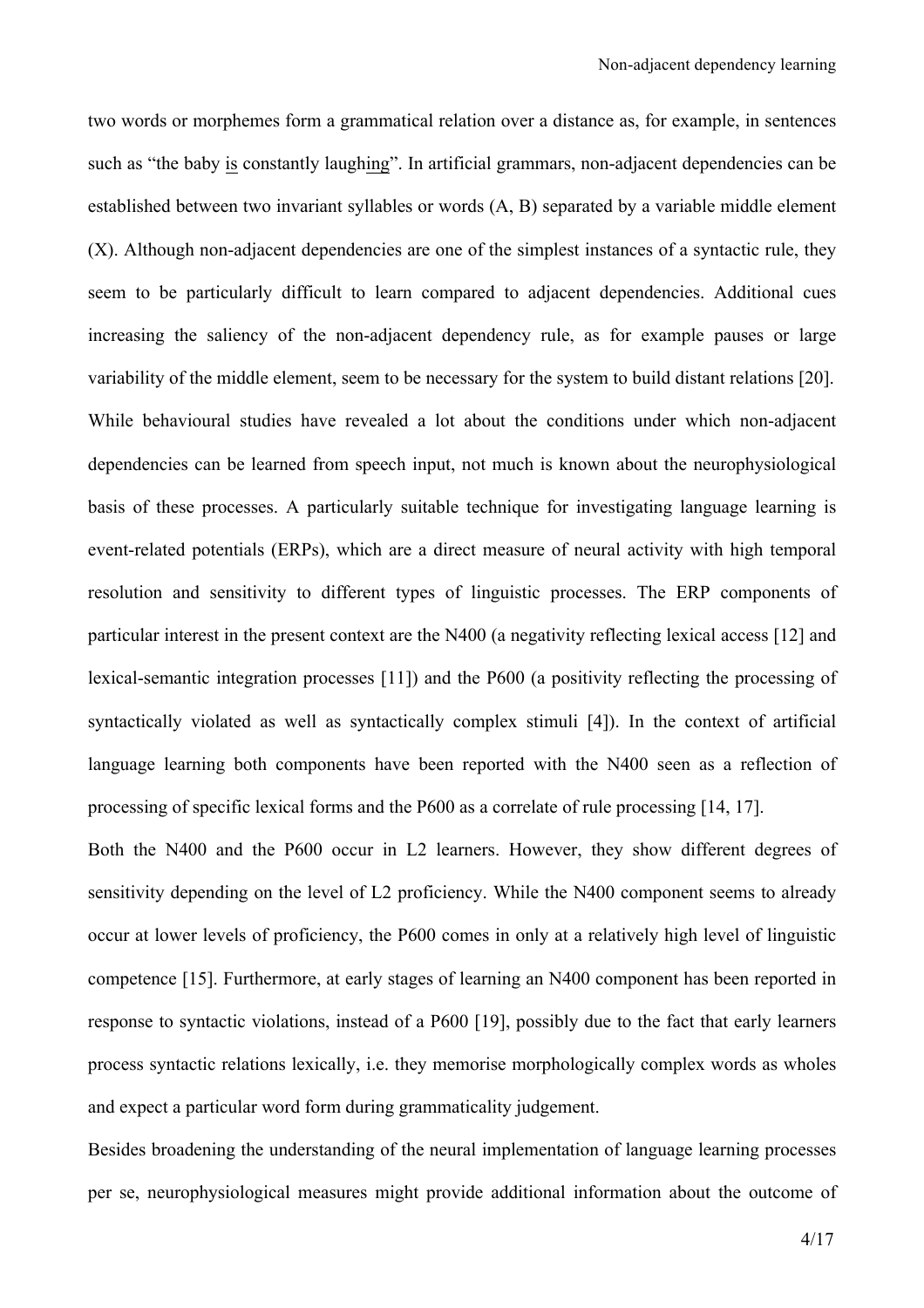two words or morphemes form a grammatical relation over a distance as, for example, in sentences such as "the baby is constantly laughing". In artificial grammars, non-adjacent dependencies can be established between two invariant syllables or words (A, B) separated by a variable middle element (X). Although non-adjacent dependencies are one of the simplest instances of a syntactic rule, they seem to be particularly difficult to learn compared to adjacent dependencies. Additional cues increasing the saliency of the non-adjacent dependency rule, as for example pauses or large variability of the middle element, seem to be necessary for the system to build distant relations [20]. While behavioural studies have revealed a lot about the conditions under which non-adjacent dependencies can be learned from speech input, not much is known about the neurophysiological basis of these processes. A particularly suitable technique for investigating language learning is event-related potentials (ERPs), which are a direct measure of neural activity with high temporal resolution and sensitivity to different types of linguistic processes. The ERP components of particular interest in the present context are the N400 (a negativity reflecting lexical access [12] and lexical-semantic integration processes [11]) and the P600 (a positivity reflecting the processing of syntactically violated as well as syntactically complex stimuli [4]). In the context of artificial language learning both components have been reported with the N400 seen as a reflection of processing of specific lexical forms and the P600 as a correlate of rule processing [14, 17].

Both the N400 and the P600 occur in L2 learners. However, they show different degrees of sensitivity depending on the level of L2 proficiency. While the N400 component seems to already occur at lower levels of proficiency, the P600 comes in only at a relatively high level of linguistic competence [15]. Furthermore, at early stages of learning an N400 component has been reported in response to syntactic violations, instead of a P600 [19], possibly due to the fact that early learners process syntactic relations lexically, i.e. they memorise morphologically complex words as wholes and expect a particular word form during grammaticality judgement.

Besides broadening the understanding of the neural implementation of language learning processes per se, neurophysiological measures might provide additional information about the outcome of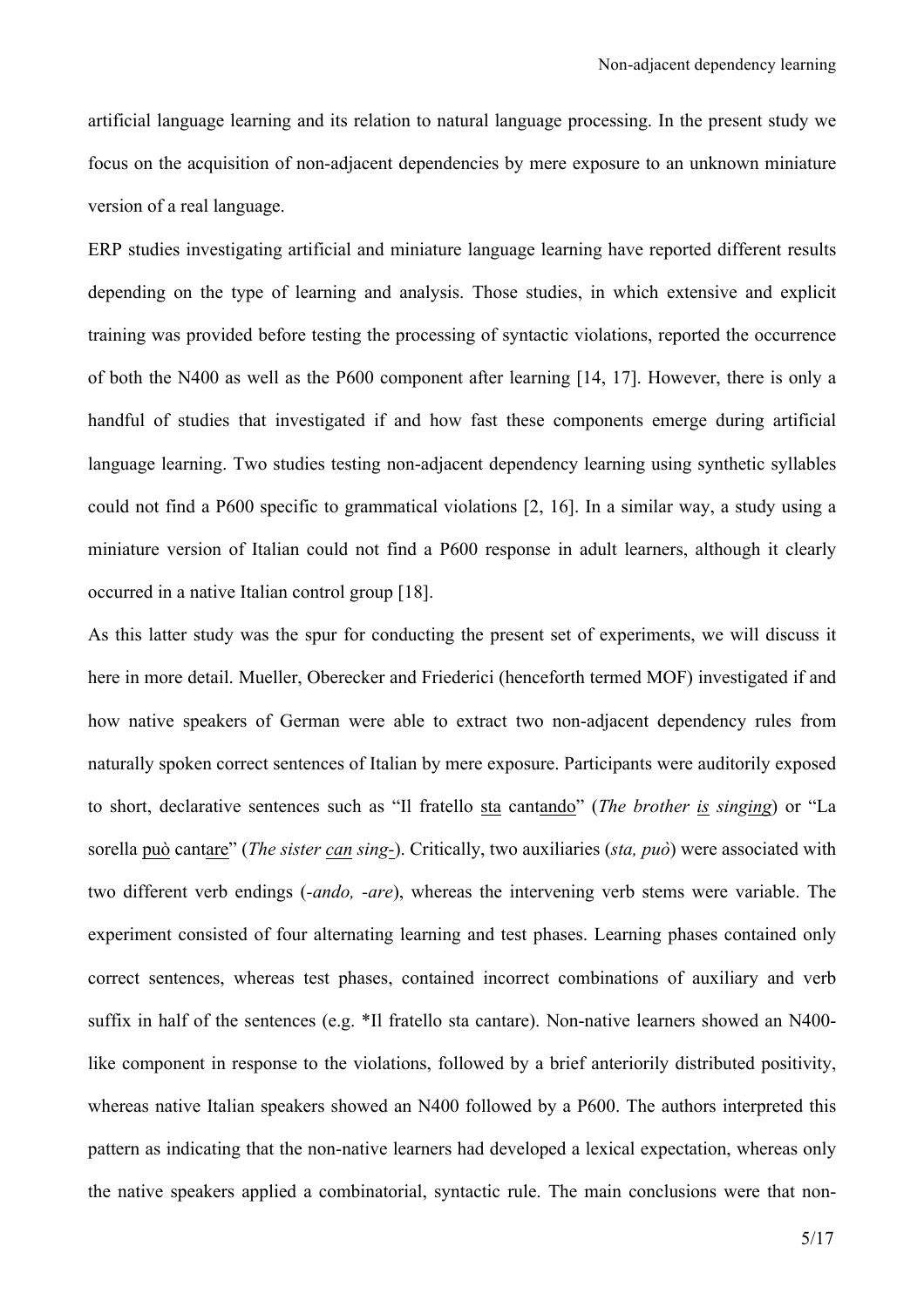artificial language learning and its relation to natural language processing. In the present study we focus on the acquisition of non-adjacent dependencies by mere exposure to an unknown miniature version of a real language.

ERP studies investigating artificial and miniature language learning have reported different results depending on the type of learning and analysis. Those studies, in which extensive and explicit training was provided before testing the processing of syntactic violations, reported the occurrence of both the N400 as well as the P600 component after learning [14, 17]. However, there is only a handful of studies that investigated if and how fast these components emerge during artificial language learning. Two studies testing non-adjacent dependency learning using synthetic syllables could not find a P600 specific to grammatical violations [2, 16]. In a similar way, a study using a miniature version of Italian could not find a P600 response in adult learners, although it clearly occurred in a native Italian control group [18].

As this latter study was the spur for conducting the present set of experiments, we will discuss it here in more detail. Mueller, Oberecker and Friederici (henceforth termed MOF) investigated if and how native speakers of German were able to extract two non-adjacent dependency rules from naturally spoken correct sentences of Italian by mere exposure. Participants were auditorily exposed to short, declarative sentences such as "Il fratello <u>sta</u> cant<u>ando</u>" (*The brother <u>is</u> sing<u>ing</u>*) or "La sorella <u>può</u> cant<u>are</u>" (*The sister <u>can</u> sing<u>-</u>*). Critically, two auxiliaries (*sta, può*) were associated with two different verb endings (*-ando, -are*), whereas the intervening verb stems were variable. The experiment consisted of four alternating learning and test phases. Learning phases contained only correct sentences, whereas test phases, contained incorrect combinations of auxiliary and verb suffix in half of the sentences (e.g. *Il fratello sta cantare). Non-native learners showed an N400-like component in response to the violations, followed by a brief anteriorily distributed positivity, whereas native Italian speakers showed an N400 followed by a P600. The authors interpreted this pattern as indicating that the non-native learners had developed a lexical expectation, whereas only the native speakers applied a combinatorial, syntactic rule. The main conclusions were that non-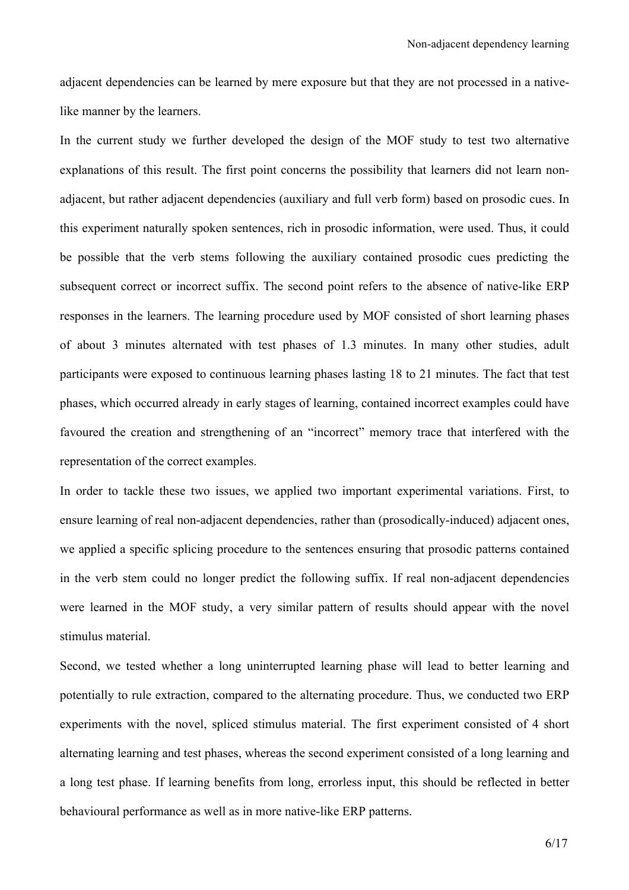adjacent dependencies can be learned by mere exposure but that they are not processed in a native-like manner by the learners.

In the current study we further developed the design of the MOF study to test two alternative explanations of this result. The first point concerns the possibility that learners did not learn non-adjacent, but rather adjacent dependencies (auxiliary and full verb form) based on prosodic cues. In this experiment naturally spoken sentences, rich in prosodic information, were used. Thus, it could be possible that the verb stems following the auxiliary contained prosodic cues predicting the subsequent correct or incorrect suffix. The second point refers to the absence of native-like ERP responses in the learners. The learning procedure used by MOF consisted of short learning phases of about 3 minutes alternated with test phases of 1.3 minutes. In many other studies, adult participants were exposed to continuous learning phases lasting 18 to 21 minutes. The fact that test phases, which occurred already in early stages of learning, contained incorrect examples could have favoured the creation and strengthening of an "incorrect" memory trace that interfered with the representation of the correct examples.

In order to tackle these two issues, we applied two important experimental variations. First, to ensure learning of real non-adjacent dependencies, rather than (prosodically-induced) adjacent ones, we applied a specific splicing procedure to the sentences ensuring that prosodic patterns contained in the verb stem could no longer predict the following suffix. If real non-adjacent dependencies were learned in the MOF study, a very similar pattern of results should appear with the novel stimulus material.

Second, we tested whether a long uninterrupted learning phase will lead to better learning and potentially to rule extraction, compared to the alternating procedure. Thus, we conducted two ERP experiments with the novel, spliced stimulus material. The first experiment consisted of 4 short alternating learning and test phases, whereas the second experiment consisted of a long learning and a long test phase. If learning benefits from long, errorless input, this should be reflected in better behavioural performance as well as in more native-like ERP patterns.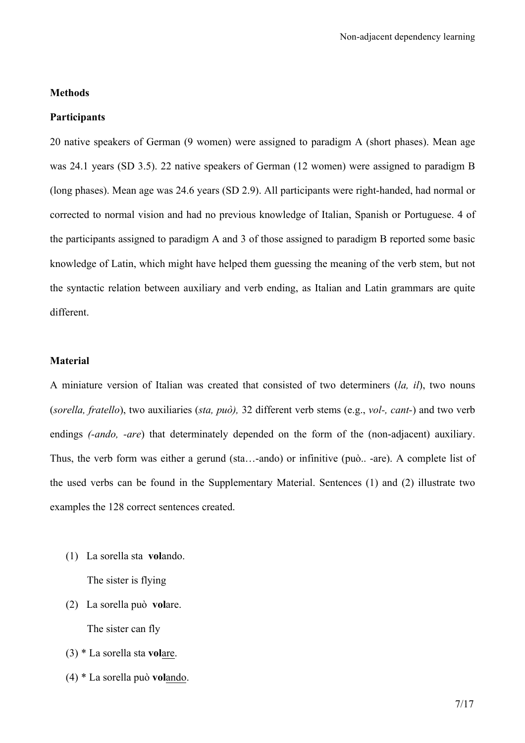**Methods**

**Participants**

20 native speakers of German (9 women) were assigned to paradigm A (short phases). Mean age was 24.1 years (SD 3.5). 22 native speakers of German (12 women) were assigned to paradigm B (long phases). Mean age was 24.6 years (SD 2.9). All participants were right-handed, had normal or corrected to normal vision and had no previous knowledge of Italian, Spanish or Portuguese. 4 of the participants assigned to paradigm A and 3 of those assigned to paradigm B reported some basic knowledge of Latin, which might have helped them guessing the meaning of the verb stem, but not the syntactic relation between auxiliary and verb ending, as Italian and Latin grammars are quite different.

**Material**

A miniature version of Italian was created that consisted of two determiners (*la, il*), two nouns (*sorella, fratello*), two auxiliaries (*sta, può),* 32 different verb stems (e.g., *vol-, cant-*) and two verb endings *(-ando, -are*) that determinately depended on the form of the (non-adjacent) auxiliary. Thus, the verb form was either a gerund (sta…-ando) or infinitive (può.. -are). A complete list of the used verbs can be found in the Supplementary Material. Sentences (1) and (2) illustrate two examples the 128 correct sentences created.

(1) La sorella sta **vol**ando.

The sister is flying

(2) La sorella può **vol**are.

The sister can fly

(3) * La sorella sta **vol**<u>are</u>.

(4) * La sorella può **vol**<u>ando</u>.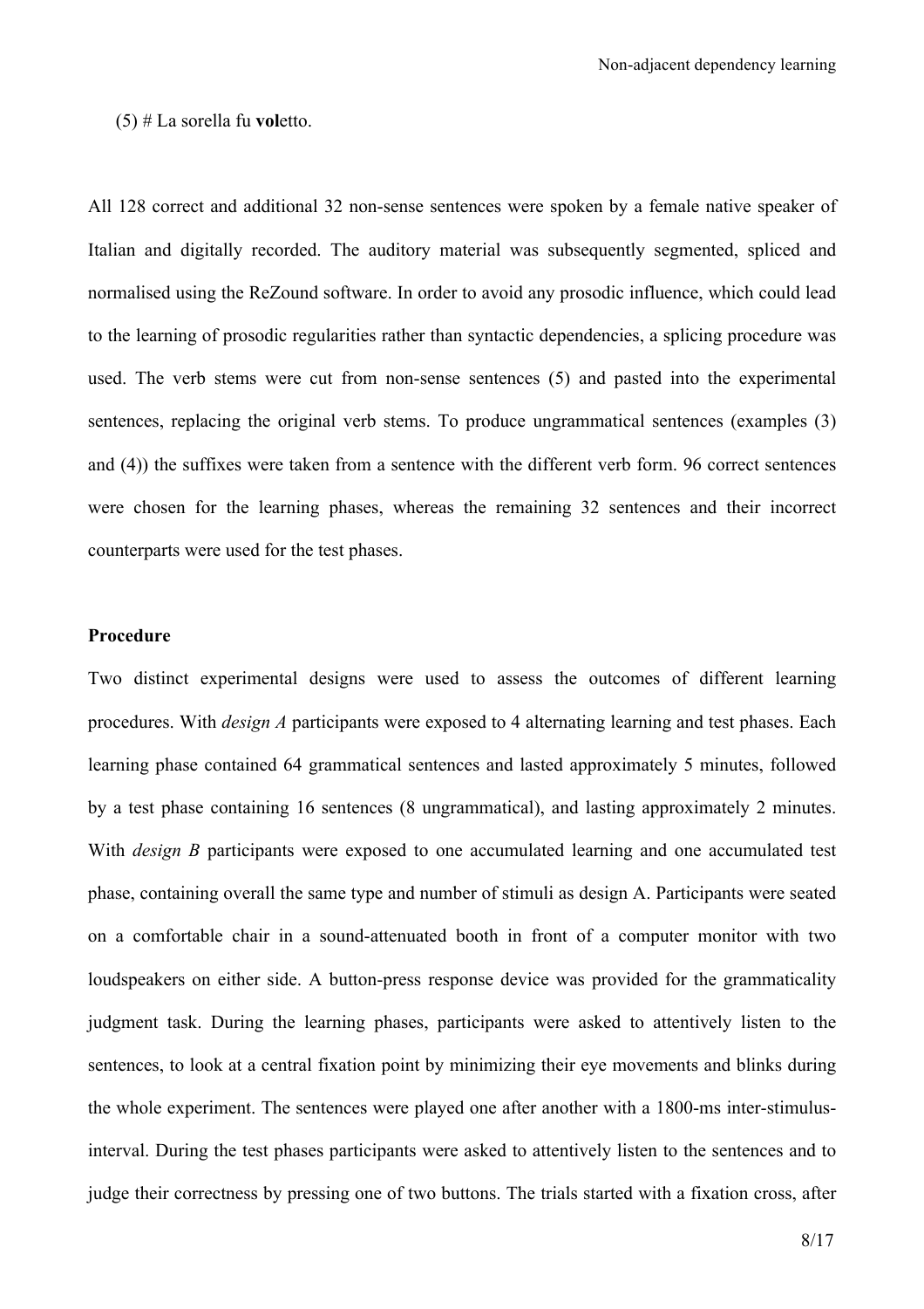(5) # La sorella fu **vol**etto.

All 128 correct and additional 32 non-sense sentences were spoken by a female native speaker of Italian and digitally recorded. The auditory material was subsequently segmented, spliced and normalised using the ReZound software. In order to avoid any prosodic influence, which could lead to the learning of prosodic regularities rather than syntactic dependencies, a splicing procedure was used. The verb stems were cut from non-sense sentences (5) and pasted into the experimental sentences, replacing the original verb stems. To produce ungrammatical sentences (examples (3) and (4)) the suffixes were taken from a sentence with the different verb form. 96 correct sentences were chosen for the learning phases, whereas the remaining 32 sentences and their incorrect counterparts were used for the test phases.

**Procedure**

Two distinct experimental designs were used to assess the outcomes of different learning procedures. With *design A* participants were exposed to 4 alternating learning and test phases. Each learning phase contained 64 grammatical sentences and lasted approximately 5 minutes, followed by a test phase containing 16 sentences (8 ungrammatical), and lasting approximately 2 minutes. With *design B* participants were exposed to one accumulated learning and one accumulated test phase, containing overall the same type and number of stimuli as design A. Participants were seated on a comfortable chair in a sound-attenuated booth in front of a computer monitor with two loudspeakers on either side. A button-press response device was provided for the grammaticality judgment task. During the learning phases, participants were asked to attentively listen to the sentences, to look at a central fixation point by minimizing their eye movements and blinks during the whole experiment. The sentences were played one after another with a 1800-ms inter-stimulus-interval. During the test phases participants were asked to attentively listen to the sentences and to judge their correctness by pressing one of two buttons. The trials started with a fixation cross, after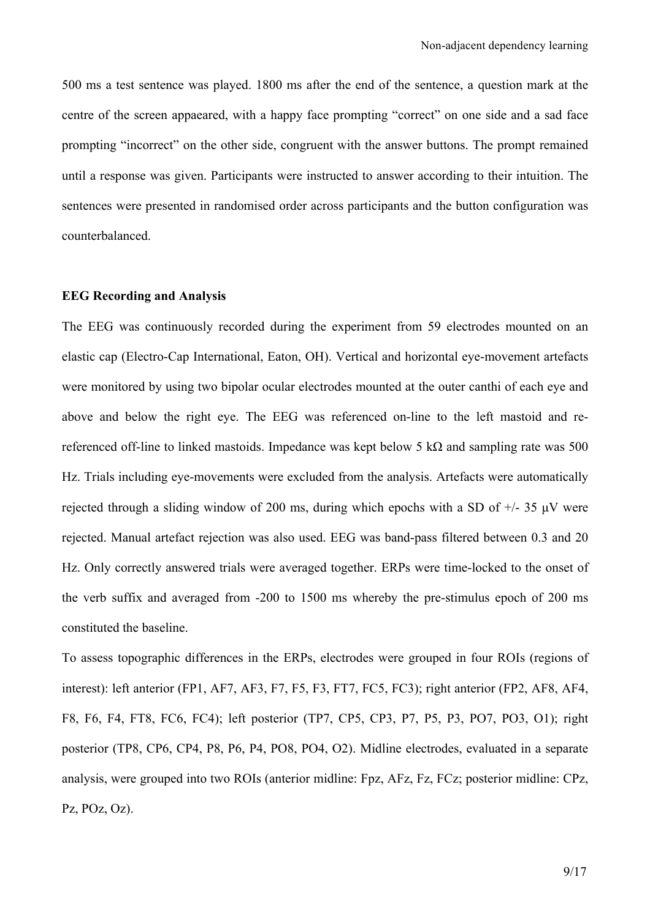500 ms a test sentence was played. 1800 ms after the end of the sentence, a question mark at the centre of the screen appaeared, with a happy face prompting "correct" on one side and a sad face prompting "incorrect" on the other side, congruent with the answer buttons. The prompt remained until a response was given. Participants were instructed to answer according to their intuition. The sentences were presented in randomised order across participants and the button configuration was counterbalanced.

**EEG Recording and Analysis**

The EEG was continuously recorded during the experiment from 59 electrodes mounted on an elastic cap (Electro-Cap International, Eaton, OH). Vertical and horizontal eye-movement artefacts were monitored by using two bipolar ocular electrodes mounted at the outer canthi of each eye and above and below the right eye. The EEG was referenced on-line to the left mastoid and re-referenced off-line to linked mastoids. Impedance was kept below 5 kΩ and sampling rate was 500 Hz. Trials including eye-movements were excluded from the analysis. Artefacts were automatically rejected through a sliding window of 200 ms, during which epochs with a SD of +/- 35 μV were rejected. Manual artefact rejection was also used. EEG was band-pass filtered between 0.3 and 20 Hz. Only correctly answered trials were averaged together. ERPs were time-locked to the onset of the verb suffix and averaged from -200 to 1500 ms whereby the pre-stimulus epoch of 200 ms constituted the baseline.

To assess topographic differences in the ERPs, electrodes were grouped in four ROIs (regions of interest): left anterior (FP1, AF7, AF3, F7, F5, F3, FT7, FC5, FC3); right anterior (FP2, AF8, AF4, F8, F6, F4, FT8, FC6, FC4); left posterior (TP7, CP5, CP3, P7, P5, P3, PO7, PO3, O1); right posterior (TP8, CP6, CP4, P8, P6, P4, PO8, PO4, O2). Midline electrodes, evaluated in a separate analysis, were grouped into two ROIs (anterior midline: Fpz, AFz, Fz, FCz; posterior midline: CPz, Pz, POz, Oz).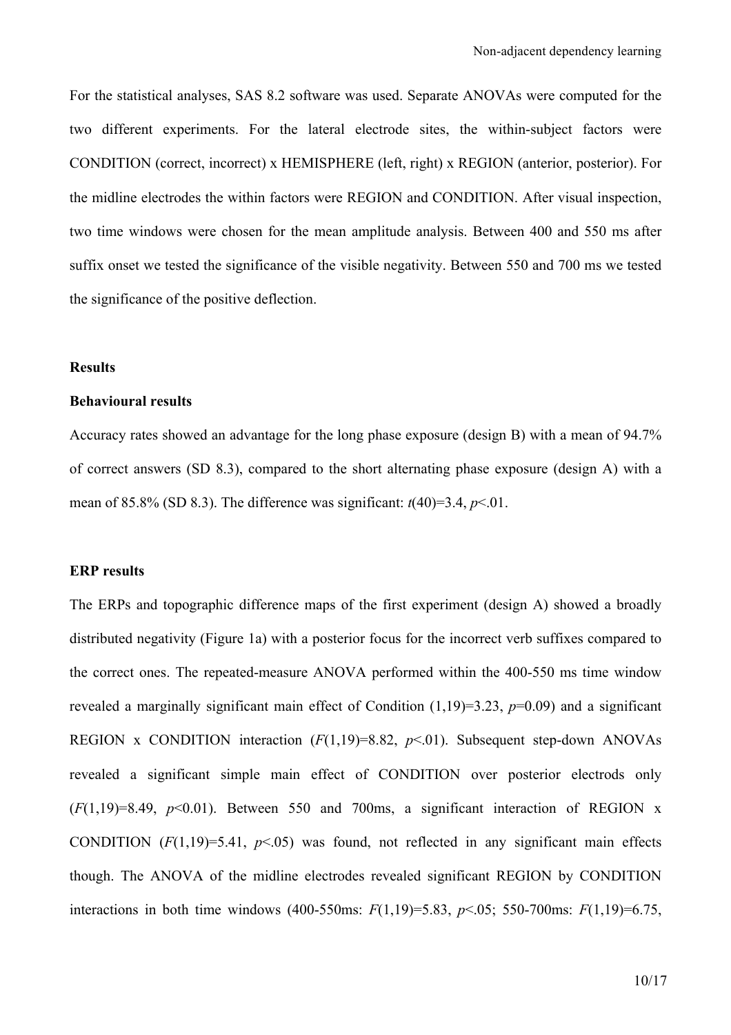For the statistical analyses, SAS 8.2 software was used. Separate ANOVAs were computed for the two different experiments. For the lateral electrode sites, the within-subject factors were CONDITION (correct, incorrect) x HEMISPHERE (left, right) x REGION (anterior, posterior). For the midline electrodes the within factors were REGION and CONDITION. After visual inspection, two time windows were chosen for the mean amplitude analysis. Between 400 and 550 ms after suffix onset we tested the significance of the visible negativity. Between 550 and 700 ms we tested the significance of the positive deflection.

## Results

### Behavioural results

Accuracy rates showed an advantage for the long phase exposure (design B) with a mean of 94.7% of correct answers (SD 8.3), compared to the short alternating phase exposure (design A) with a mean of 85.8% (SD 8.3). The difference was significant: $t(40)=3.4$, $p<.01$.

### ERP results

The ERPs and topographic difference maps of the first experiment (design A) showed a broadly distributed negativity (Figure 1a) with a posterior focus for the incorrect verb suffixes compared to the correct ones. The repeated-measure ANOVA performed within the 400-550 ms time window revealed a marginally significant main effect of Condition $(1,19)=3.23$, $p=0.09$) and a significant REGION x CONDITION interaction ($F(1,19)=8.82$, $p<.01$). Subsequent step-down ANOVAs revealed a significant simple main effect of CONDITION over posterior electrods only ($F(1,19)=8.49$, $p<0.01$). Between 550 and 700ms, a significant interaction of REGION x CONDITION ($F(1,19)=5.41$, $p<.05$) was found, not reflected in any significant main effects though. The ANOVA of the midline electrodes revealed significant REGION by CONDITION interactions in both time windows (400-550ms: $F(1,19)=5.83$, $p<.05$; 550-700ms: $F(1,19)=6.75$,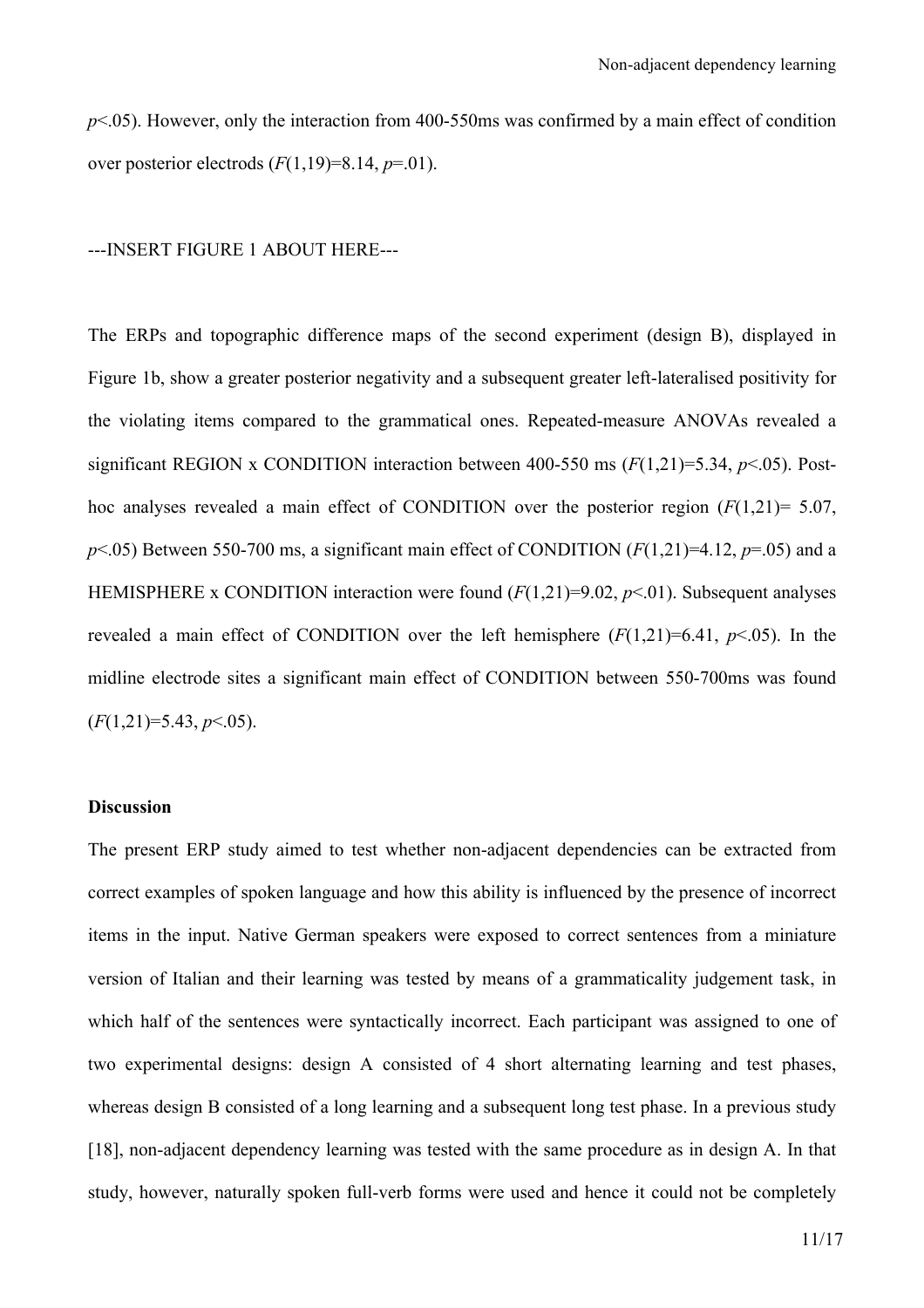$p<.05$). However, only the interaction from 400-550ms was confirmed by a main effect of condition over posterior electrods ($F(1,19)=8.14$, $p=.01$).

---INSERT FIGURE 1 ABOUT HERE---

The ERPs and topographic difference maps of the second experiment (design B), displayed in Figure 1b, show a greater posterior negativity and a subsequent greater left-lateralised positivity for the violating items compared to the grammatical ones. Repeated-measure ANOVAs revealed a significant REGION x CONDITION interaction between 400-550 ms ($F(1,21)=5.34$, $p<.05$). Post-hoc analyses revealed a main effect of CONDITION over the posterior region ($F(1,21)= 5.07$, $p<.05$) Between 550-700 ms, a significant main effect of CONDITION ($F(1,21)=4.12$, $p=.05$) and a HEMISPHERE x CONDITION interaction were found ($F(1,21)=9.02$, $p<.01$). Subsequent analyses revealed a main effect of CONDITION over the left hemisphere ($F(1,21)=6.41$, $p<.05$). In the midline electrode sites a significant main effect of CONDITION between 550-700ms was found ($F(1,21)=5.43$, $p<.05$).

**Discussion**

The present ERP study aimed to test whether non-adjacent dependencies can be extracted from correct examples of spoken language and how this ability is influenced by the presence of incorrect items in the input. Native German speakers were exposed to correct sentences from a miniature version of Italian and their learning was tested by means of a grammaticality judgement task, in which half of the sentences were syntactically incorrect. Each participant was assigned to one of two experimental designs: design A consisted of 4 short alternating learning and test phases, whereas design B consisted of a long learning and a subsequent long test phase. In a previous study [18], non-adjacent dependency learning was tested with the same procedure as in design A. In that study, however, naturally spoken full-verb forms were used and hence it could not be completely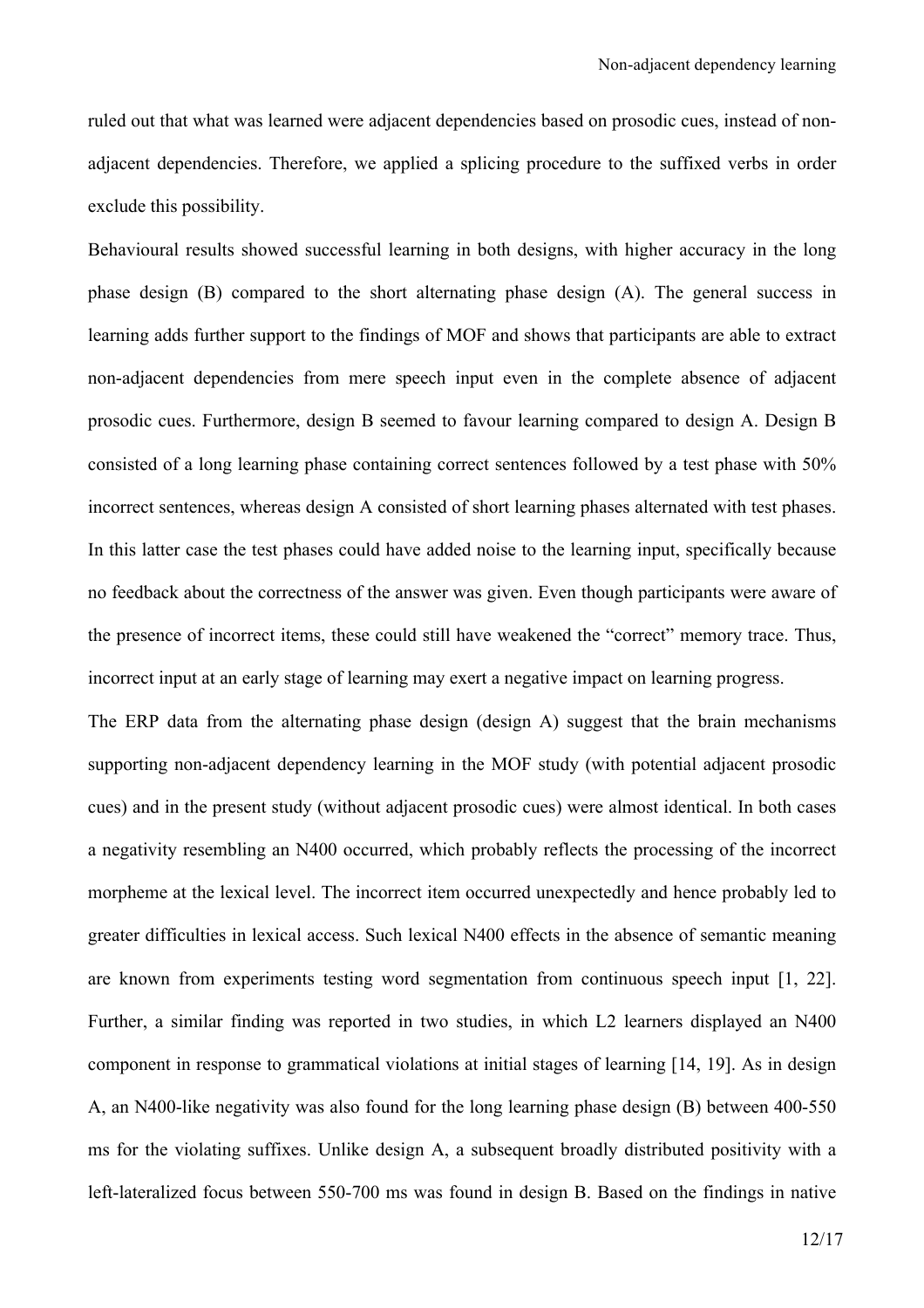ruled out that what was learned were adjacent dependencies based on prosodic cues, instead of non-adjacent dependencies. Therefore, we applied a splicing procedure to the suffixed verbs in order exclude this possibility.

Behavioural results showed successful learning in both designs, with higher accuracy in the long phase design (B) compared to the short alternating phase design (A). The general success in learning adds further support to the findings of MOF and shows that participants are able to extract non-adjacent dependencies from mere speech input even in the complete absence of adjacent prosodic cues. Furthermore, design B seemed to favour learning compared to design A. Design B consisted of a long learning phase containing correct sentences followed by a test phase with 50% incorrect sentences, whereas design A consisted of short learning phases alternated with test phases. In this latter case the test phases could have added noise to the learning input, specifically because no feedback about the correctness of the answer was given. Even though participants were aware of the presence of incorrect items, these could still have weakened the "correct" memory trace. Thus, incorrect input at an early stage of learning may exert a negative impact on learning progress.

The ERP data from the alternating phase design (design A) suggest that the brain mechanisms supporting non-adjacent dependency learning in the MOF study (with potential adjacent prosodic cues) and in the present study (without adjacent prosodic cues) were almost identical. In both cases a negativity resembling an N400 occurred, which probably reflects the processing of the incorrect morpheme at the lexical level. The incorrect item occurred unexpectedly and hence probably led to greater difficulties in lexical access. Such lexical N400 effects in the absence of semantic meaning are known from experiments testing word segmentation from continuous speech input [1, 22]. Further, a similar finding was reported in two studies, in which L2 learners displayed an N400 component in response to grammatical violations at initial stages of learning [14, 19]. As in design A, an N400-like negativity was also found for the long learning phase design (B) between 400-550 ms for the violating suffixes. Unlike design A, a subsequent broadly distributed positivity with a left-lateralized focus between 550-700 ms was found in design B. Based on the findings in native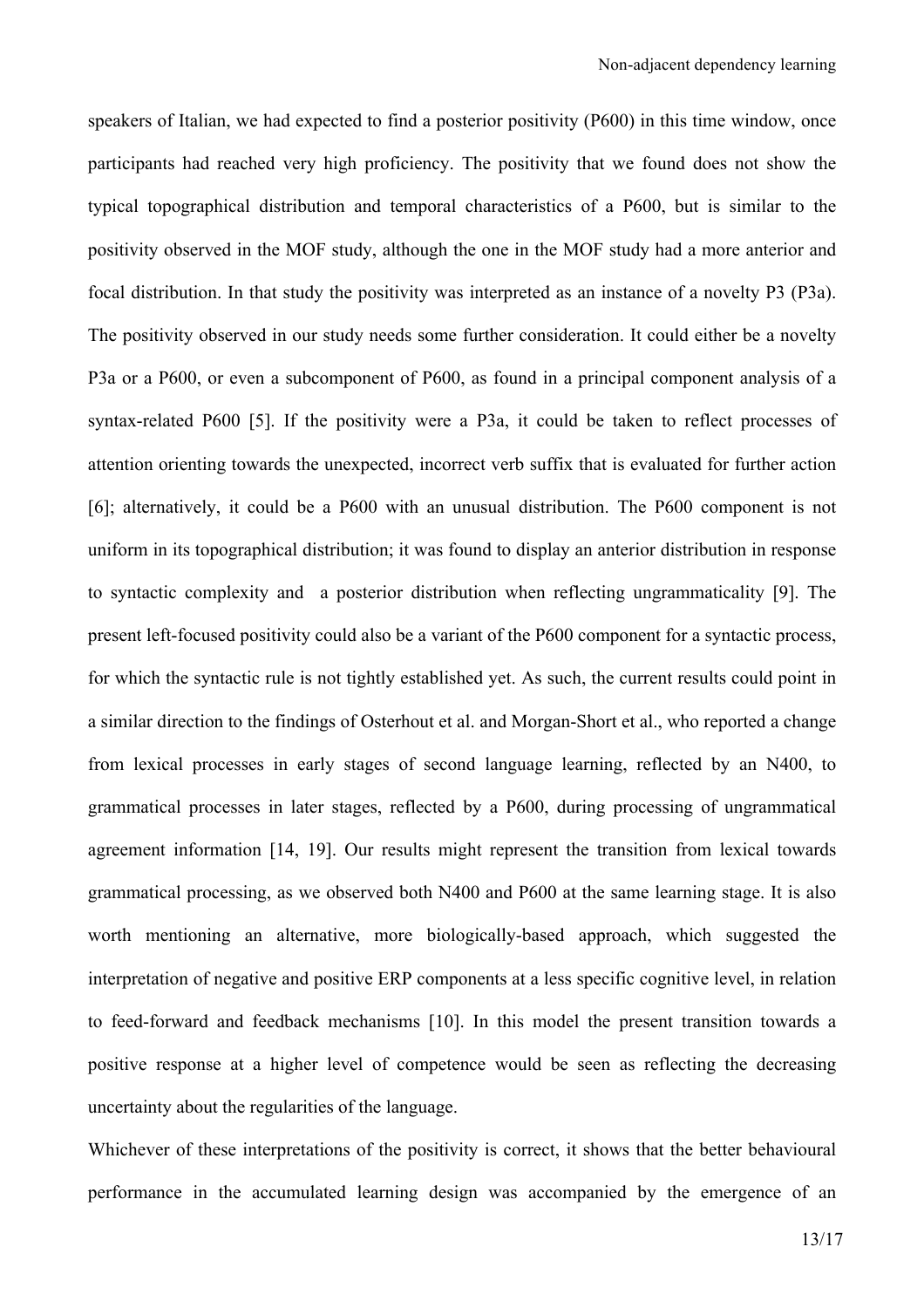speakers of Italian, we had expected to find a posterior positivity (P600) in this time window, once participants had reached very high proficiency. The positivity that we found does not show the typical topographical distribution and temporal characteristics of a P600, but is similar to the positivity observed in the MOF study, although the one in the MOF study had a more anterior and focal distribution. In that study the positivity was interpreted as an instance of a novelty P3 (P3a). The positivity observed in our study needs some further consideration. It could either be a novelty P3a or a P600, or even a subcomponent of P600, as found in a principal component analysis of a syntax-related P600 [5]. If the positivity were a P3a, it could be taken to reflect processes of attention orienting towards the unexpected, incorrect verb suffix that is evaluated for further action [6]; alternatively, it could be a P600 with an unusual distribution. The P600 component is not uniform in its topographical distribution; it was found to display an anterior distribution in response to syntactic complexity and a posterior distribution when reflecting ungrammaticality [9]. The present left-focused positivity could also be a variant of the P600 component for a syntactic process, for which the syntactic rule is not tightly established yet. As such, the current results could point in a similar direction to the findings of Osterhout et al. and Morgan-Short et al., who reported a change from lexical processes in early stages of second language learning, reflected by an N400, to grammatical processes in later stages, reflected by a P600, during processing of ungrammatical agreement information [14, 19]. Our results might represent the transition from lexical towards grammatical processing, as we observed both N400 and P600 at the same learning stage. It is also worth mentioning an alternative, more biologically-based approach, which suggested the interpretation of negative and positive ERP components at a less specific cognitive level, in relation to feed-forward and feedback mechanisms [10]. In this model the present transition towards a positive response at a higher level of competence would be seen as reflecting the decreasing uncertainty about the regularities of the language.

Whichever of these interpretations of the positivity is correct, it shows that the better behavioural performance in the accumulated learning design was accompanied by the emergence of an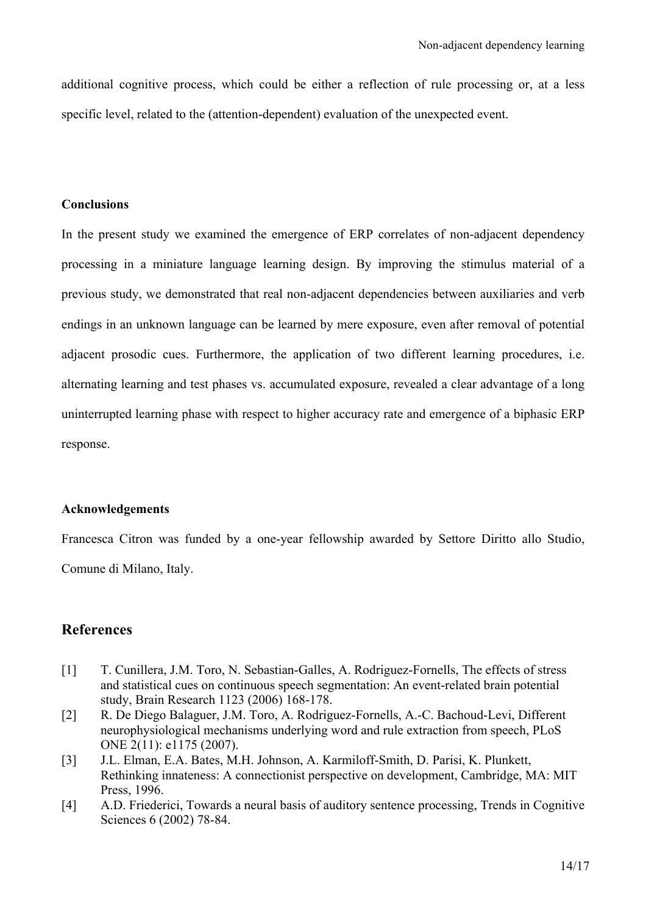additional cognitive process, which could be either a reflection of rule processing or, at a less specific level, related to the (attention-dependent) evaluation of the unexpected event.

**Conclusions**

In the present study we examined the emergence of ERP correlates of non-adjacent dependency processing in a miniature language learning design. By improving the stimulus material of a previous study, we demonstrated that real non-adjacent dependencies between auxiliaries and verb endings in an unknown language can be learned by mere exposure, even after removal of potential adjacent prosodic cues. Furthermore, the application of two different learning procedures, i.e. alternating learning and test phases vs. accumulated exposure, revealed a clear advantage of a long uninterrupted learning phase with respect to higher accuracy rate and emergence of a biphasic ERP response.

**Acknowledgements**

Francesca Citron was funded by a one-year fellowship awarded by Settore Diritto allo Studio, Comune di Milano, Italy.

## References

[1] T. Cunillera, J.M. Toro, N. Sebastian-Galles, A. Rodriguez-Fornells, The effects of stress and statistical cues on continuous speech segmentation: An event-related brain potential study, Brain Research 1123 (2006) 168-178.

[2] R. De Diego Balaguer, J.M. Toro, A. Rodriguez-Fornells, A.-C. Bachoud-Levi, Different neurophysiological mechanisms underlying word and rule extraction from speech, PLoS ONE 2(11): e1175 (2007).

[3] J.L. Elman, E.A. Bates, M.H. Johnson, A. Karmiloff-Smith, D. Parisi, K. Plunkett, Rethinking innateness: A connectionist perspective on development, Cambridge, MA: MIT Press, 1996.

[4] A.D. Friederici, Towards a neural basis of auditory sentence processing, Trends in Cognitive Sciences 6 (2002) 78-84.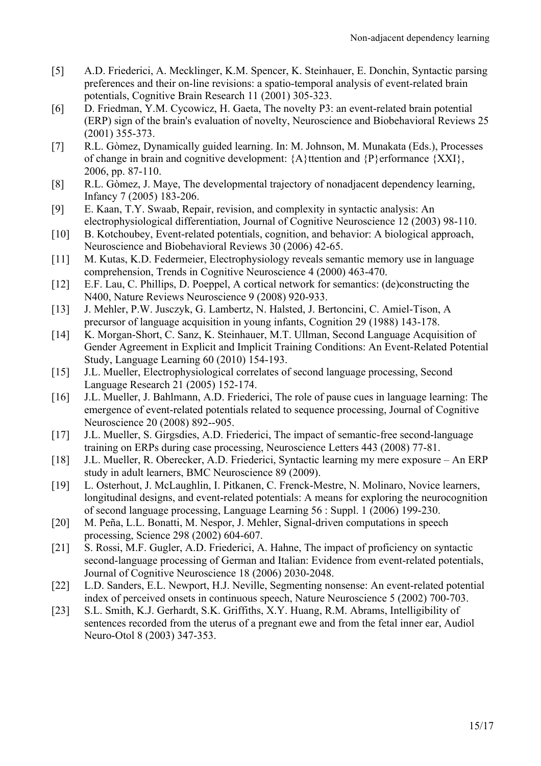[5] A.D. Friederici, A. Mecklinger, K.M. Spencer, K. Steinhauer, E. Donchin, Syntactic parsing preferences and their on-line revisions: a spatio-temporal analysis of event-related brain potentials, Cognitive Brain Research 11 (2001) 305-323.

[6] D. Friedman, Y.M. Cycowicz, H. Gaeta, The novelty P3: an event-related brain potential (ERP) sign of the brain's evaluation of novelty, Neuroscience and Biobehavioral Reviews 25 (2001) 355-373.

[7] R.L. Gòmez, Dynamically guided learning. In: M. Johnson, M. Munakata (Eds.), Processes of change in brain and cognitive development: {A}ttention and {P}erformance {XXI}, 2006, pp. 87-110.

[8] R.L. Gòmez, J. Maye, The developmental trajectory of nonadjacent dependency learning, Infancy 7 (2005) 183-206.

[9] E. Kaan, T.Y. Swaab, Repair, revision, and complexity in syntactic analysis: An electrophysiological differentiation, Journal of Cognitive Neuroscience 12 (2003) 98-110.

[10] B. Kotchoubey, Event-related potentials, cognition, and behavior: A biological approach, Neuroscience and Biobehavioral Reviews 30 (2006) 42-65.

[11] M. Kutas, K.D. Federmeier, Electrophysiology reveals semantic memory use in language comprehension, Trends in Cognitive Neuroscience 4 (2000) 463-470.

[12] E.F. Lau, C. Phillips, D. Poeppel, A cortical network for semantics: (de)constructing the N400, Nature Reviews Neuroscience 9 (2008) 920-933.

[13] J. Mehler, P.W. Jusczyk, G. Lambertz, N. Halsted, J. Bertoncini, C. Amiel-Tison, A precursor of language acquisition in young infants, Cognition 29 (1988) 143-178.

[14] K. Morgan-Short, C. Sanz, K. Steinhauer, M.T. Ullman, Second Language Acquisition of Gender Agreement in Explicit and Implicit Training Conditions: An Event-Related Potential Study, Language Learning 60 (2010) 154-193.

[15] J.L. Mueller, Electrophysiological correlates of second language processing, Second Language Research 21 (2005) 152-174.

[16] J.L. Mueller, J. Bahlmann, A.D. Friederici, The role of pause cues in language learning: The emergence of event-related potentials related to sequence processing, Journal of Cognitive Neuroscience 20 (2008) 892--905.

[17] J.L. Mueller, S. Girgsdies, A.D. Friederici, The impact of semantic-free second-language training on ERPs during case processing, Neuroscience Letters 443 (2008) 77-81.

[18] J.L. Mueller, R. Oberecker, A.D. Friederici, Syntactic learning my mere exposure – An ERP study in adult learners, BMC Neuroscience 89 (2009).

[19] L. Osterhout, J. McLaughlin, I. Pitkanen, C. Frenck-Mestre, N. Molinaro, Novice learners, longitudinal designs, and event-related potentials: A means for exploring the neurocognition of second language processing, Language Learning 56 : Suppl. 1 (2006) 199-230.

[20] M. Peña, L.L. Bonatti, M. Nespor, J. Mehler, Signal-driven computations in speech processing, Science 298 (2002) 604-607.

[21] S. Rossi, M.F. Gugler, A.D. Friederici, A. Hahne, The impact of proficiency on syntactic second-language processing of German and Italian: Evidence from event-related potentials, Journal of Cognitive Neuroscience 18 (2006) 2030-2048.

[22] L.D. Sanders, E.L. Newport, H.J. Neville, Segmenting nonsense: An event-related potential index of perceived onsets in continuous speech, Nature Neuroscience 5 (2002) 700-703.

[23] S.L. Smith, K.J. Gerhardt, S.K. Griffiths, X.Y. Huang, R.M. Abrams, Intelligibility of sentences recorded from the uterus of a pregnant ewe and from the fetal inner ear, Audiol Neuro-Otol 8 (2003) 347-353.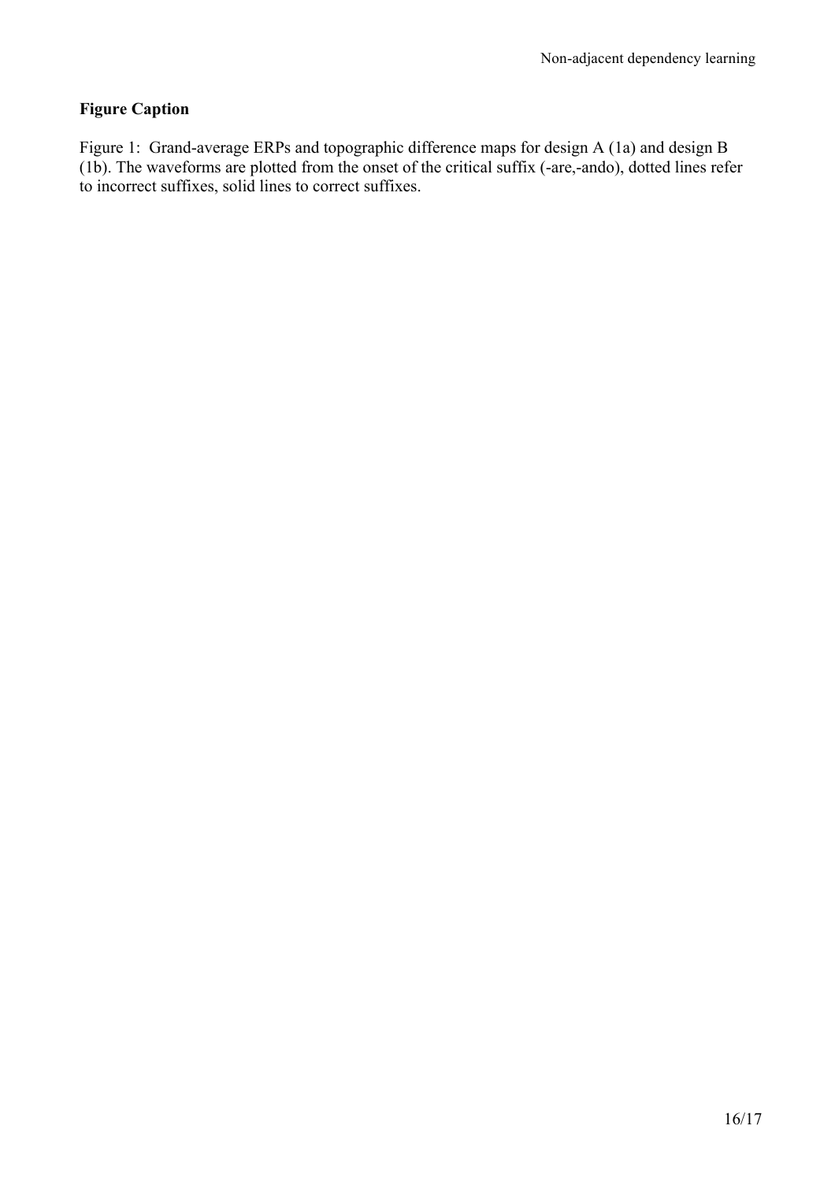## Figure Caption

Figure 1: Grand-average ERPs and topographic difference maps for design A (1a) and design B (1b). The waveforms are plotted from the onset of the critical suffix (-are,-ando), dotted lines refer to incorrect suffixes, solid lines to correct suffixes.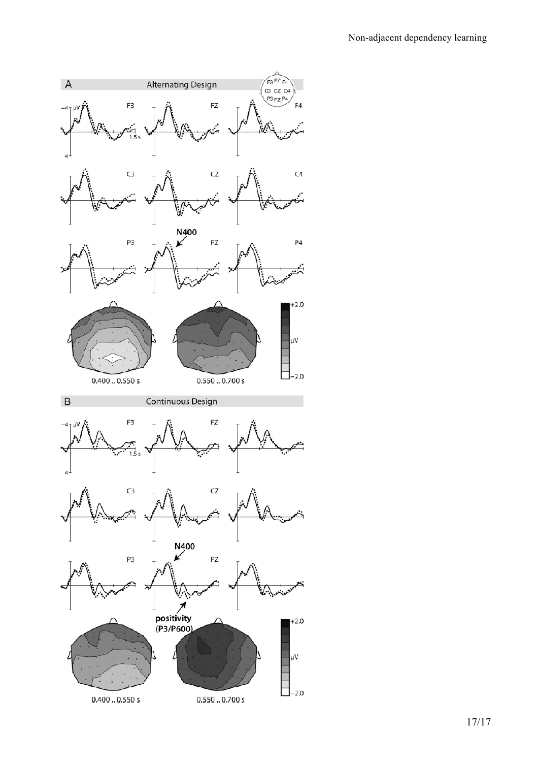A

Alternating Design

F3 FZ F4
C3 CZ C4
P3 PZ P4

−4 μV

F3

FZ

F4

1.5 s

4

C3

CZ

C4

N400

P3

PZ

P4

+2.0

μV

−2.0

0.400 .. 0.550 s

0.550 .. 0.700 s

B

Continuous Design

−4 μV

F3

FZ

1.5 s

4

C3

CZ

N400

P3

PZ

positivity (P3/P600)

+2.0

μV

−2.0

0.400 .. 0.550 s

0.550 .. 0.700 s